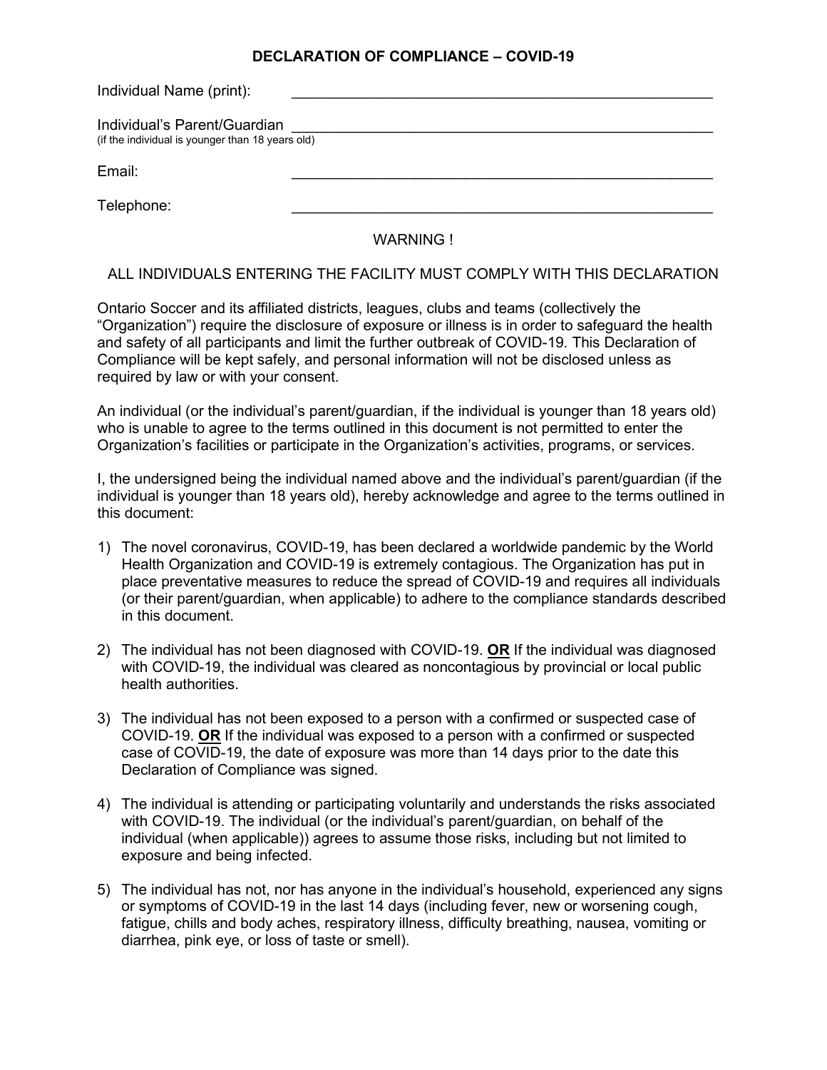# DECLARATION OF COMPLIANCE – COVID-19

Individual Name (print): ______________________________________________

Individual's Parent/Guardian ______________________________________________
(if the individual is younger than 18 years old)

Email: ______________________________________________

Telephone: ______________________________________________

WARNING !

ALL INDIVIDUALS ENTERING THE FACILITY MUST COMPLY WITH THIS DECLARATION

Ontario Soccer and its affiliated districts, leagues, clubs and teams (collectively the "Organization") require the disclosure of exposure or illness is in order to safeguard the health and safety of all participants and limit the further outbreak of COVID-19. This Declaration of Compliance will be kept safely, and personal information will not be disclosed unless as required by law or with your consent.

An individual (or the individual's parent/guardian, if the individual is younger than 18 years old) who is unable to agree to the terms outlined in this document is not permitted to enter the Organization's facilities or participate in the Organization's activities, programs, or services.

I, the undersigned being the individual named above and the individual's parent/guardian (if the individual is younger than 18 years old), hereby acknowledge and agree to the terms outlined in this document:

1) The novel coronavirus, COVID-19, has been declared a worldwide pandemic by the World Health Organization and COVID-19 is extremely contagious. The Organization has put in place preventative measures to reduce the spread of COVID-19 and requires all individuals (or their parent/guardian, when applicable) to adhere to the compliance standards described in this document.

2) The individual has not been diagnosed with COVID-19. **OR** If the individual was diagnosed with COVID-19, the individual was cleared as noncontagious by provincial or local public health authorities.

3) The individual has not been exposed to a person with a confirmed or suspected case of COVID-19. **OR** If the individual was exposed to a person with a confirmed or suspected case of COVID-19, the date of exposure was more than 14 days prior to the date this Declaration of Compliance was signed.

4) The individual is attending or participating voluntarily and understands the risks associated with COVID-19. The individual (or the individual's parent/guardian, on behalf of the individual (when applicable)) agrees to assume those risks, including but not limited to exposure and being infected.

5) The individual has not, nor has anyone in the individual's household, experienced any signs or symptoms of COVID-19 in the last 14 days (including fever, new or worsening cough, fatigue, chills and body aches, respiratory illness, difficulty breathing, nausea, vomiting or diarrhea, pink eye, or loss of taste or smell).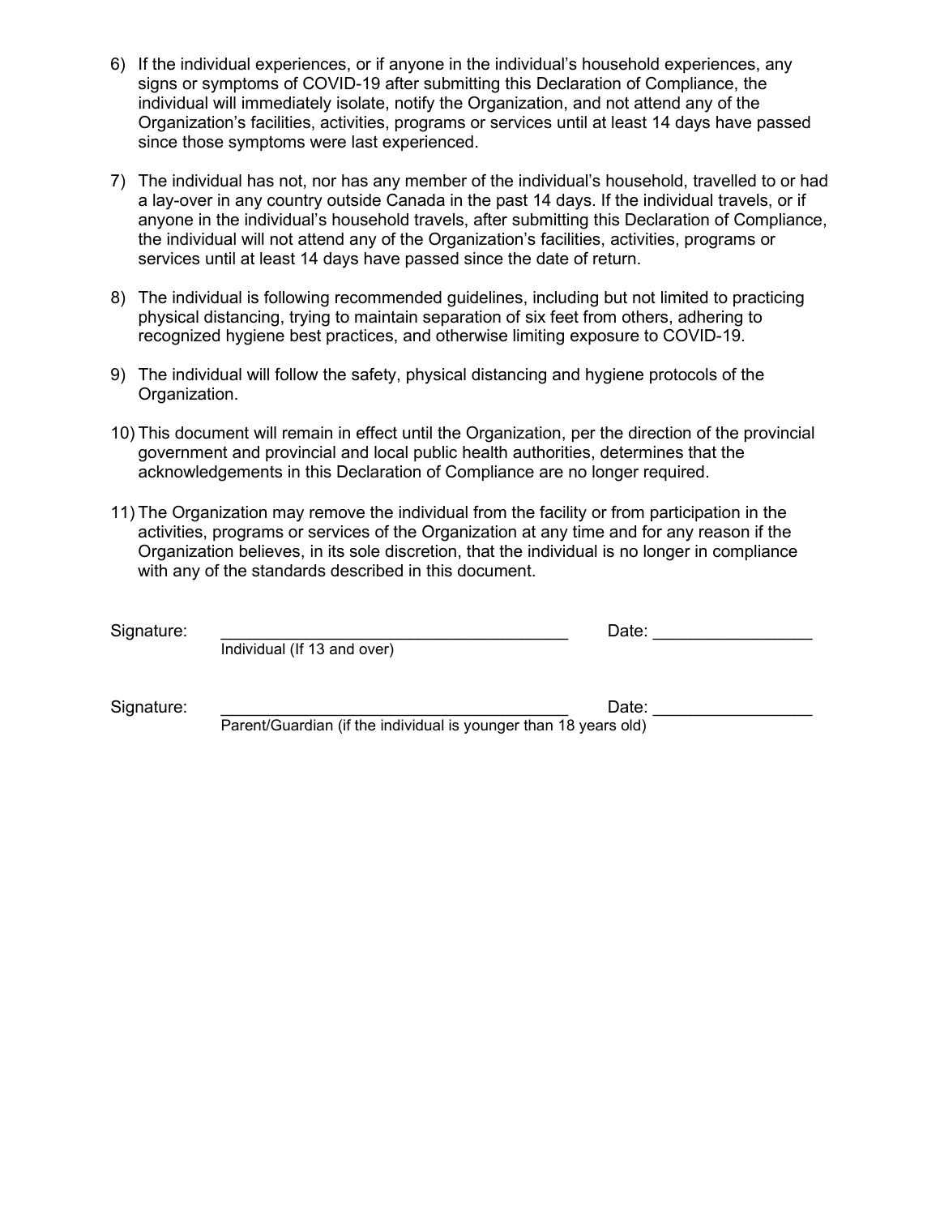6) If the individual experiences, or if anyone in the individual's household experiences, any signs or symptoms of COVID-19 after submitting this Declaration of Compliance, the individual will immediately isolate, notify the Organization, and not attend any of the Organization's facilities, activities, programs or services until at least 14 days have passed since those symptoms were last experienced.

7) The individual has not, nor has any member of the individual's household, travelled to or had a lay-over in any country outside Canada in the past 14 days. If the individual travels, or if anyone in the individual's household travels, after submitting this Declaration of Compliance, the individual will not attend any of the Organization's facilities, activities, programs or services until at least 14 days have passed since the date of return.

8) The individual is following recommended guidelines, including but not limited to practicing physical distancing, trying to maintain separation of six feet from others, adhering to recognized hygiene best practices, and otherwise limiting exposure to COVID-19.

9) The individual will follow the safety, physical distancing and hygiene protocols of the Organization.

10) This document will remain in effect until the Organization, per the direction of the provincial government and provincial and local public health authorities, determines that the acknowledgements in this Declaration of Compliance are no longer required.

11) The Organization may remove the individual from the facility or from participation in the activities, programs or services of the Organization at any time and for any reason if the Organization believes, in its sole discretion, that the individual is no longer in compliance with any of the standards described in this document.

Signature: ______________________________________ Date: _________________
Individual (If 13 and over)

Signature: ______________________________________ Date: _________________
Parent/Guardian (if the individual is younger than 18 years old)